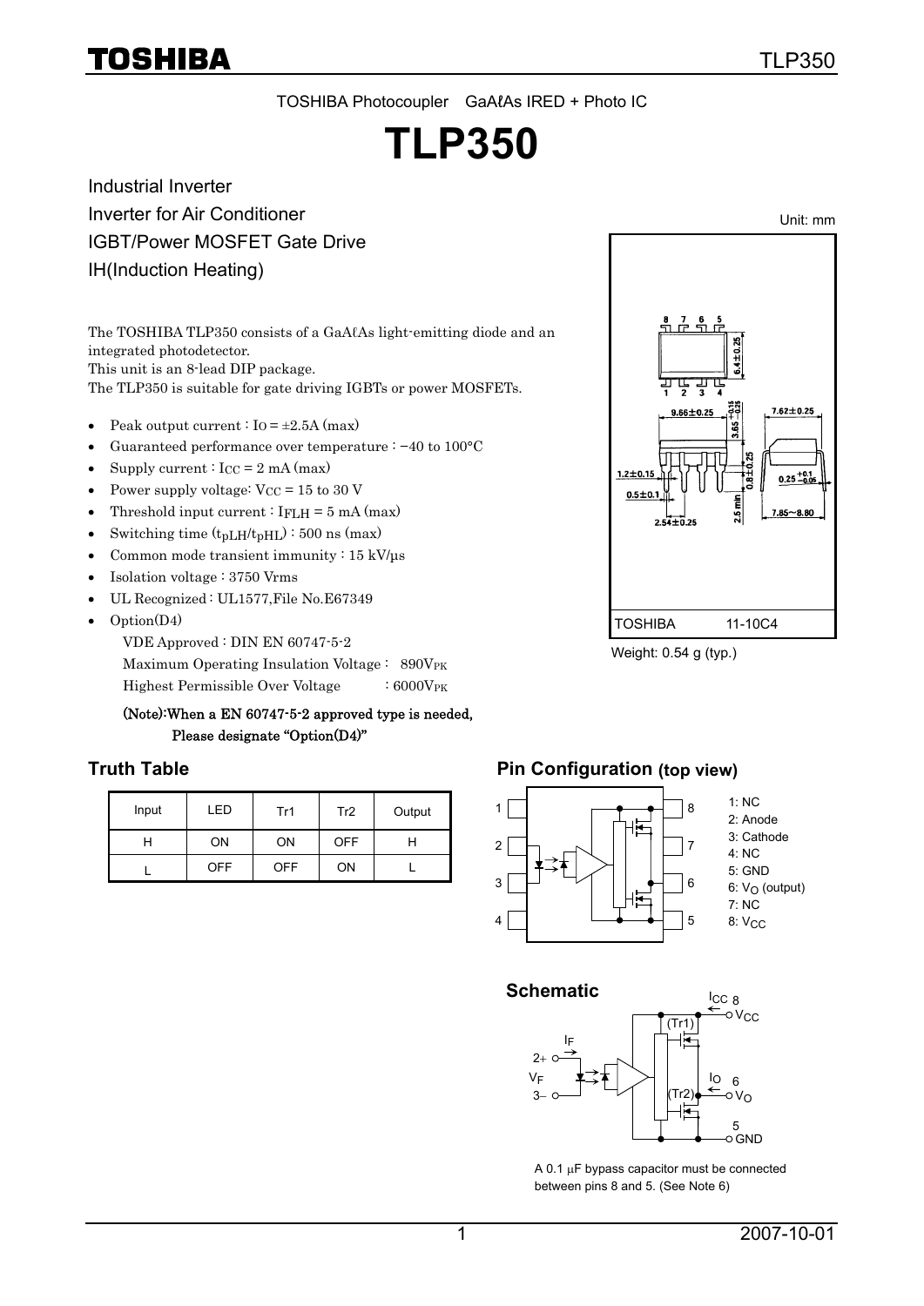TOSHIBA Photocoupler GaAℓAs IRED + Photo IC

# TLP350

Industrial Inverter
Inverter for Air Conditioner
IGBT/Power MOSFET Gate Drive
IH(Induction Heating)

Unit: mm

The TOSHIBA TLP350 consists of a GaAℓAs light-emitting diode and an integrated photodetector.
This unit is an 8-lead DIP package.
The TLP350 is suitable for gate driving IGBTs or power MOSFETs.

- Peak output current : $I_O = \pm 2.5A$ (max)
- Guaranteed performance over temperature : −40 to 100°C
- Supply current : $I_{CC}$ = 2 mA (max)
- Power supply voltage: $V_{CC}$ = 15 to 30 V
- Threshold input current : $I_{FLH}$ = 5 mA (max)
- Switching time ($t_{pLH}/t_{pHL}$) : 500 ns (max)
- Common mode transient immunity : 15 kV/μs
- Isolation voltage : 3750 Vrms
- UL Recognized : UL1577,File No.E67349
- Option(D4)
  VDE Approved : DIN EN 60747-5-2
  Maximum Operating Insulation Voltage : 890$V_{PK}$
  Highest Permissible Over Voltage : 6000$V_{PK}$

**(Note):When a EN 60747-5-2 approved type is needed, Please designate "Option(D4)"**

TOSHIBA 11-10C4

Weight: 0.54 g (typ.)

## Truth Table

| Input | LED | Tr1 | Tr2 | Output |
|---|---|---|---|---|
| H | ON | ON | OFF | H |
| L | OFF | OFF | ON | L |

## Pin Configuration (top view)

1: NC
2: Anode
3: Cathode
4: NC
5: GND
6: $V_O$ (output)
7: NC
8: $V_{CC}$

## Schematic

A 0.1 μF bypass capacitor must be connected between pins 8 and 5. (See Note 6)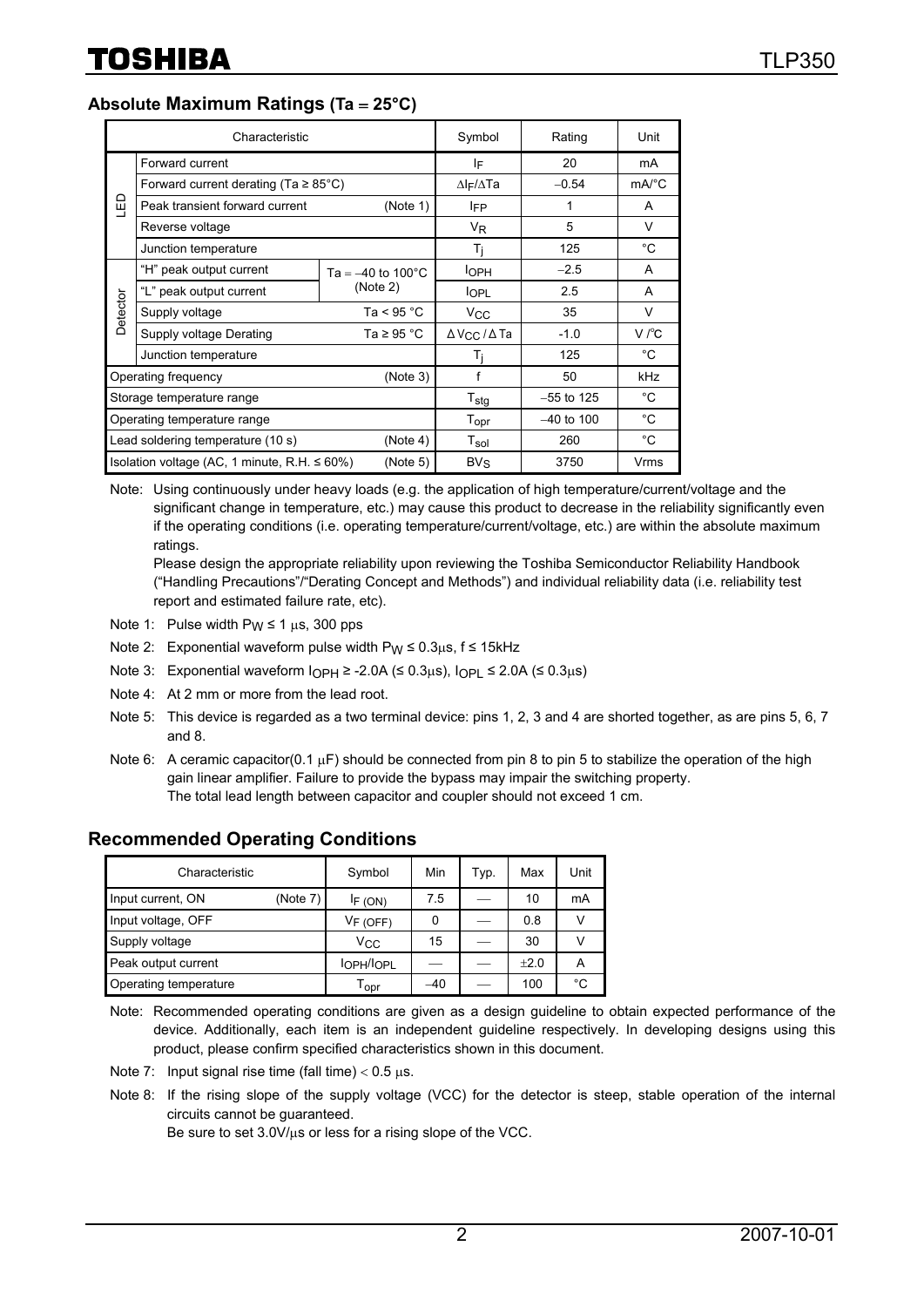## Absolute Maximum Ratings (Ta = 25°C)

| | Characteristic | | Symbol | Rating | Unit |
|---|---|---|---|---|---|
| LED | Forward current | | $I_F$ | 20 | mA |
| | Forward current derating (Ta ≥ 85°C) | | $\Delta I_F/\Delta Ta$ | −0.54 | mA/°C |
| | Peak transient forward current | (Note 1) | $I_{FP}$ | 1 | A |
| | Reverse voltage | | $V_R$ | 5 | V |
| | Junction temperature | | $T_j$ | 125 | °C |
| Detector | "H" peak output current | Ta = −40 to 100°C (Note 2) | $I_{OPH}$ | −2.5 | A |
| | "L" peak output current | | $I_{OPL}$ | 2.5 | A |
| | Supply voltage | Ta < 95 °C | $V_{CC}$ | 35 | V |
| | Supply voltage Derating | Ta ≥ 95 °C | $\Delta V_{CC} / \Delta Ta$ | -1.0 | V /°C |
| | Junction temperature | | $T_j$ | 125 | °C |
| Operating frequency | | (Note 3) | f | 50 | kHz |
| Storage temperature range | | | $T_{stg}$ | −55 to 125 | °C |
| Operating temperature range | | | $T_{opr}$ | −40 to 100 | °C |
| Lead soldering temperature (10 s) | | (Note 4) | $T_{sol}$ | 260 | °C |
| Isolation voltage (AC, 1 minute, R.H. ≤ 60%) | | (Note 5) | $BV_S$ | 3750 | Vrms |

Note: Using continuously under heavy loads (e.g. the application of high temperature/current/voltage and the significant change in temperature, etc.) may cause this product to decrease in the reliability significantly even if the operating conditions (i.e. operating temperature/current/voltage, etc.) are within the absolute maximum ratings.
Please design the appropriate reliability upon reviewing the Toshiba Semiconductor Reliability Handbook ("Handling Precautions"/"Derating Concept and Methods") and individual reliability data (i.e. reliability test report and estimated failure rate, etc).

Note 1: Pulse width $P_W$ ≤ 1 μs, 300 pps

Note 2: Exponential waveform pulse width $P_W$ ≤ 0.3μs, f ≤ 15kHz

Note 3: Exponential waveform $I_{OPH}$ ≥ -2.0A (≤ 0.3μs), $I_{OPL}$ ≤ 2.0A (≤ 0.3μs)

Note 4: At 2 mm or more from the lead root.

Note 5: This device is regarded as a two terminal device: pins 1, 2, 3 and 4 are shorted together, as are pins 5, 6, 7 and 8.

Note 6: A ceramic capacitor(0.1 μF) should be connected from pin 8 to pin 5 to stabilize the operation of the high gain linear amplifier. Failure to provide the bypass may impair the switching property.
The total lead length between capacitor and coupler should not exceed 1 cm.

## Recommended Operating Conditions

| Characteristic | Symbol | Min | Typ. | Max | Unit |
|---|---|---|---|---|---|
| Input current, ON (Note 7) | $I_{F (ON)}$ | 7.5 | — | 10 | mA |
| Input voltage, OFF | $V_{F (OFF)}$ | 0 | — | 0.8 | V |
| Supply voltage | $V_{CC}$ | 15 | — | 30 | V |
| Peak output current | $I_{OPH}/I_{OPL}$ | — | — | ±2.0 | A |
| Operating temperature | $T_{opr}$ | −40 | — | 100 | °C |

Note: Recommended operating conditions are given as a design guideline to obtain expected performance of the device. Additionally, each item is an independent guideline respectively. In developing designs using this product, please confirm specified characteristics shown in this document.

Note 7: Input signal rise time (fall time) < 0.5 μs.

Note 8: If the rising slope of the supply voltage (VCC) for the detector is steep, stable operation of the internal circuits cannot be guaranteed.
Be sure to set 3.0V/μs or less for a rising slope of the VCC.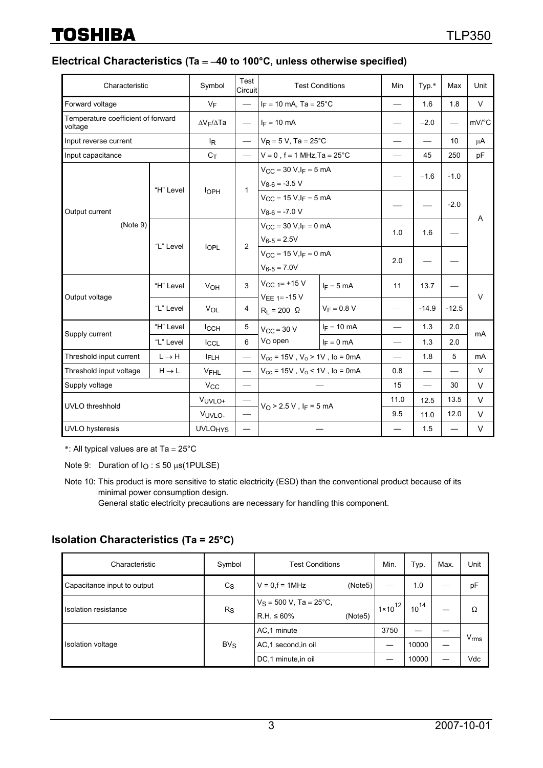## Electrical Characteristics (Ta = −40 to 100°C, unless otherwise specified)

| Characteristic | | Symbol | Test Circuit | Test Conditions | | Min | Typ.* | Max | Unit |
|---|---|---|---|---|---|---|---|---|---|
| Forward voltage | | $V_F$ | — | $I_F$ = 10 mA, Ta = 25°C | | — | 1.6 | 1.8 | V |
| Temperature coefficient of forward voltage | | $\Delta V_F/\Delta Ta$ | — | $I_F$ = 10 mA | | — | −2.0 | — | mV/°C |
| Input reverse current | | $I_R$ | — | $V_R$ = 5 V, Ta = 25°C | | — | — | 10 | μA |
| Input capacitance | | $C_T$ | — | V = 0 , f = 1 MHz,Ta = 25°C | | — | 45 | 250 | pF |
| Output current (Note 9) | "H" Level | $I_{OPH}$ | 1 | $V_{CC}$ = 30 V,$I_F$ = 5 mA $V_{8\text{-}6}$ = -3.5 V | | — | −1.6 | -1.0 | A |
| | | | | $V_{CC}$ = 15 V,$I_F$ = 5 mA $V_{8\text{-}6}$ = -7.0 V | | — | — | -2.0 | |
| | "L" Level | $I_{OPL}$ | 2 | $V_{CC}$ = 30 V,$I_F$ = 0 mA $V_{6\text{-}5}$ = 2.5V | | 1.0 | 1.6 | — | |
| | | | | $V_{CC}$ = 15 V,$I_F$ = 0 mA $V_{6\text{-}5}$ = 7.0V | | 2.0 | — | — | |
| Output voltage | "H" Level | $V_{OH}$ | 3 | $V_{CC\ 1}$= +15 V $V_{EE\ 1}$= -15 V $R_L$ = 200 Ω | $I_F$ = 5 mA | 11 | 13.7 | — | V |
| | "L" Level | $V_{OL}$ | 4 | | $V_F$ = 0.8 V | — | -14.9 | -12.5 | |
| Supply current | "H" Level | $I_{CCH}$ | 5 | $V_{CC}$ = 30 V $V_O$ open | $I_F$ = 10 mA | — | 1.3 | 2.0 | mA |
| | "L" Level | $I_{CCL}$ | 6 | | $I_F$ = 0 mA | — | 1.3 | 2.0 | |
| Threshold input current | L → H | $I_{FLH}$ | — | $V_{cc}$ = 15V , $V_o$ > 1V , Io = 0mA | | — | 1.8 | 5 | mA |
| Threshold input voltage | H → L | $V_{FHL}$ | — | $V_{cc}$ = 15V , $V_o$ < 1V , Io = 0mA | | 0.8 | — | — | V |
| Supply voltage | | $V_{CC}$ | — | — | | 15 | — | 30 | V |
| UVLO threshhold | | $V_{UVLO+}$ | — | $V_O$ > 2.5 V , $I_F$ = 5 mA | | 11.0 | 12.5 | 13.5 | V |
| | | $V_{UVLO-}$ | — | | | 9.5 | 11.0 | 12.0 | V |
| UVLO hysteresis | | $UVLO_{HYS}$ | — | — | | — | 1.5 | — | V |

*: All typical values are at Ta = 25°C

Note 9: Duration of $I_O$ : ≤ 50 μs(1PULSE)

Note 10: This product is more sensitive to static electricity (ESD) than the conventional product because of its minimal power consumption design.
General static electricity precautions are necessary for handling this component.

## Isolation Characteristics (Ta = 25°C)

| Characteristic | Symbol | Test Conditions | Min. | Typ. | Max. | Unit |
|---|---|---|---|---|---|---|
| Capacitance input to output | $C_S$ | V = 0,f = 1MHz (Note5) | — | 1.0 | — | pF |
| Isolation resistance | $R_S$ | $V_S$ = 500 V, Ta = 25°C, R.H. ≤ 60% (Note5) | $1\times10^{12}$ | $10^{14}$ | — | Ω |
| Isolation voltage | $BV_S$ | AC,1 minute | 3750 | — | — | $V_{rms}$ |
| | | AC,1 second,in oil | — | 10000 | — | |
| | | DC,1 minute,in oil | — | 10000 | — | Vdc |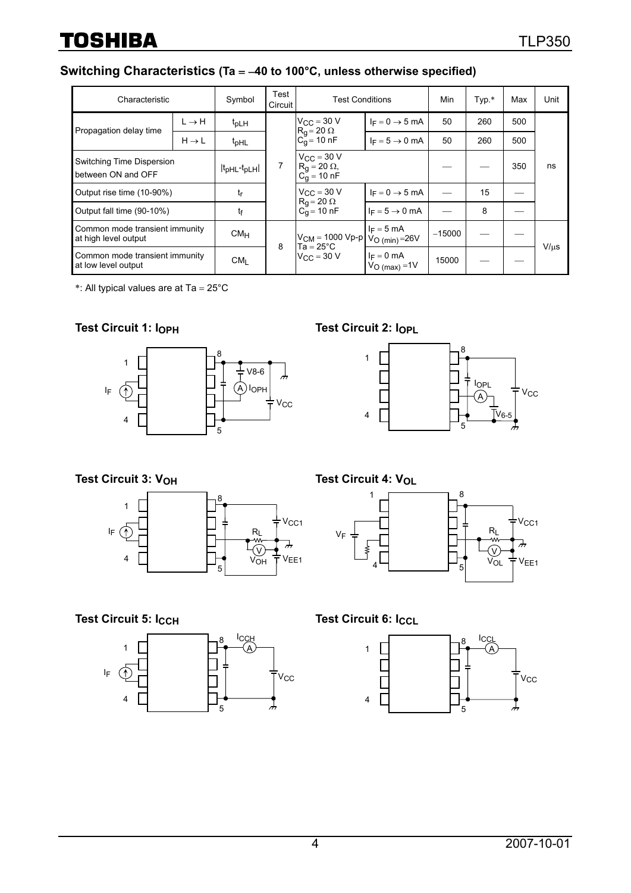## Switching Characteristics (Ta = –40 to 100°C, unless otherwise specified)

| Characteristic | | Symbol | Test Circuit | Test Conditions | | Min | Typ.* | Max | Unit |
|---|---|---|---|---|---|---|---|---|---|
| Propagation delay time | L → H | $t_{pLH}$ | 7 | $V_{CC}$ = 30 V, $R_g$ = 20 Ω, $C_g$ = 10 nF | $I_F$ = 0 → 5 mA | 50 | 260 | 500 | ns |
| | H → L | $t_{pHL}$ | | | $I_F$ = 5 → 0 mA | 50 | 260 | 500 | |
| Switching Time Dispersion between ON and OFF | | $\lvert t_{pHL}-t_{pLH} \rvert$ | | $V_{CC}$ = 30 V, $R_g$ = 20 Ω, $C_g$ = 10 nF | | ― | ― | 350 | |
| Output rise time (10-90%) | | $t_r$ | | $V_{CC}$ = 30 V, $R_g$ = 20 Ω, $C_g$ = 10 nF | $I_F$ = 0 → 5 mA | ― | 15 | ― | |
| Output fall time (90-10%) | | $t_f$ | | | $I_F$ = 5 → 0 mA | ― | 8 | ― | |
| Common mode transient immunity at high level output | | $CM_H$ | 8 | $V_{CM}$ = 1000 Vp-p, Ta = 25°C, $V_{CC}$ = 30 V | $I_F$ = 5 mA, $V_{O (min)}$ =26V | −15000 | ― | ― | V/μs |
| Common mode transient immunity at low level output | | $CM_L$ | | | $I_F$ = 0 mA, $V_{O (max)}$ =1V | 15000 | ― | ― | |

*: All typical values are at Ta = 25°C

### Test Circuit 1: $I_{OPH}$

### Test Circuit 2: $I_{OPL}$

### Test Circuit 3: $V_{OH}$

### Test Circuit 4: $V_{OL}$

### Test Circuit 5: $I_{CCH}$

### Test Circuit 6: $I_{CCL}$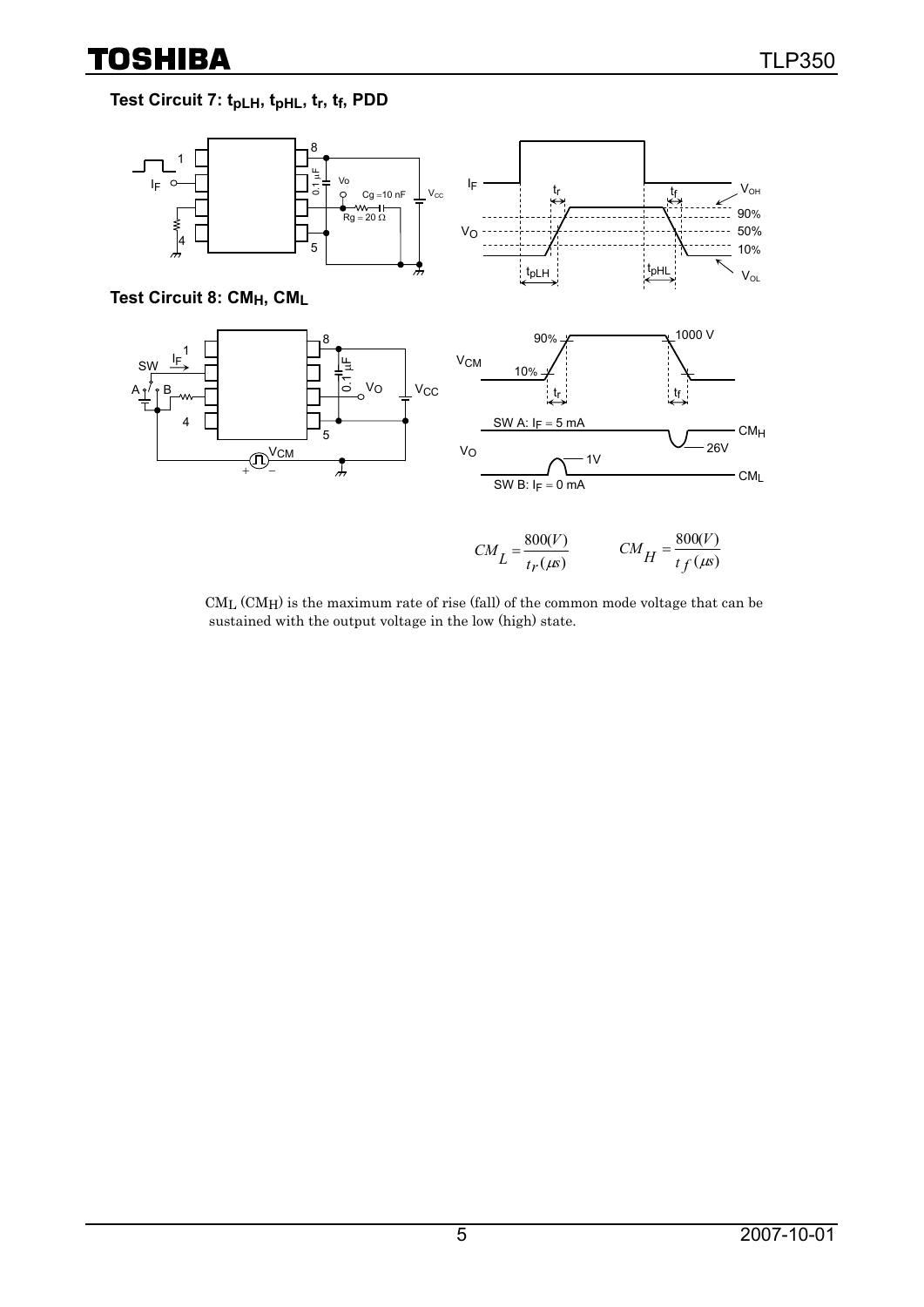**Test Circuit 7: $t_{pLH}$, $t_{pHL}$, $t_r$, $t_f$, PDD**

**Test Circuit 8: $CM_H$, $CM_L$**

$$CM_L = \frac{800(V)}{t_r(\mu s)} \qquad CM_H = \frac{800(V)}{t_f(\mu s)}$$

$CM_L$ ($CM_H$) is the maximum rate of rise (fall) of the common mode voltage that can be sustained with the output voltage in the low (high) state.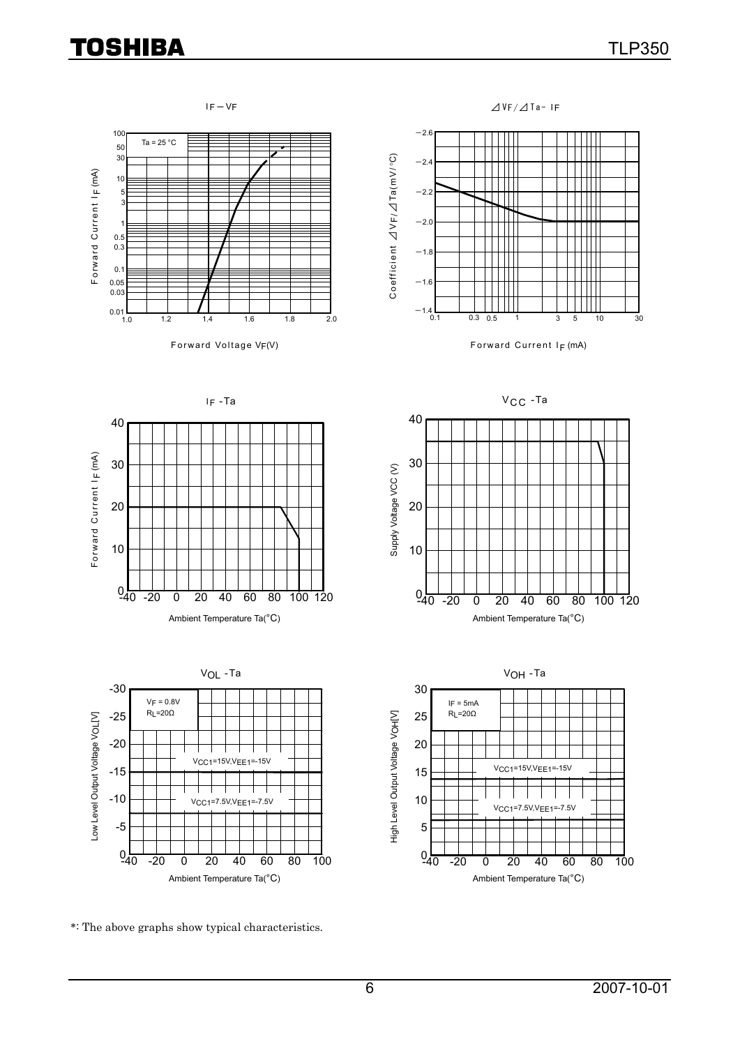$I_F - V_F$

Ta = 25 °C

Forward Current $I_F$ (mA)

Forward Voltage $V_F$(V)

$\Delta V_F / \Delta Ta - I_F$

Coefficient $\Delta V_F / \Delta Ta$ (mV/°C)

Forward Current $I_F$ (mA)

$I_F$ -Ta

Forward Current $I_F$ (mA)

Ambient Temperature Ta(°C)

$V_{CC}$ -Ta

Supply Voltage VCC (V)

Ambient Temperature Ta(°C)

$V_{OL}$ -Ta

$V_F$ = 0.8V
$R_L$=20Ω

$V_{CC1}$=15V,$V_{EE1}$=-15V

$V_{CC1}$=7.5V,$V_{EE1}$=-7.5V

Low Level Output Voltage VOL[V]

Ambient Temperature Ta(°C)

$V_{OH}$ -Ta

IF = 5mA
$R_L$=20Ω

$V_{CC1}$=15V,$V_{EE1}$=-15V

$V_{CC1}$=7.5V,$V_{EE1}$=-7.5V

High Level Output Voltage VOH[V]

Ambient Temperature Ta(°C)

*: The above graphs show typical characteristics.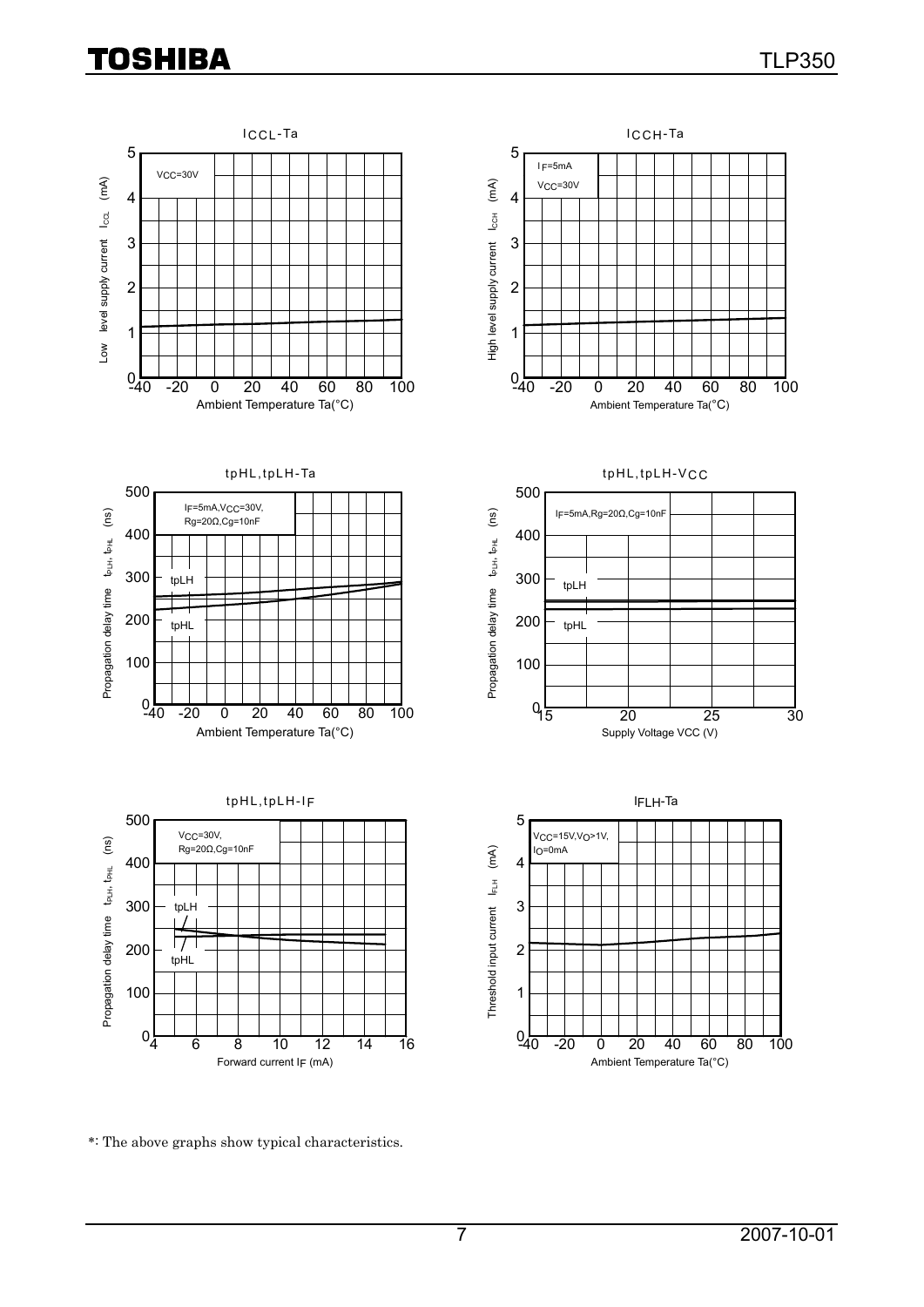## $I_{CCL}$-Ta

$V_{CC}$=30V

Low level supply current $I_{CCL}$ (mA)

Ambient Temperature Ta(°C)

## $I_{CCH}$-Ta

$I_F$=5mA
$V_{CC}$=30V

High level supply current $I_{CCH}$ (mA)

Ambient Temperature Ta(°C)

## tpHL, tpLH-Ta

$I_F$=5mA, $V_{CC}$=30V, Rg=20Ω, Cg=10nF

tpLH
tpHL

Propagation delay time $t_{pLH}$, $t_{pHL}$ (ns)

Ambient Temperature Ta(°C)

## tpHL, tpLH-$V_{CC}$

$I_F$=5mA, Rg=20Ω, Cg=10nF

tpLH
tpHL

Propagation delay time $t_{pLH}$, $t_{pHL}$ (ns)

Supply Voltage VCC (V)

## tpHL, tpLH-$I_F$

$V_{CC}$=30V, Rg=20Ω, Cg=10nF

tpLH
tpHL

Propagation delay time $t_{pLH}$, $t_{pHL}$ (ns)

Forward current $I_F$ (mA)

## $I_{FLH}$-Ta

$V_{CC}$=15V, $V_O$>1V, $I_O$=0mA

Threshold input current $I_{FLH}$ (mA)

Ambient Temperature Ta(°C)

*: The above graphs show typical characteristics.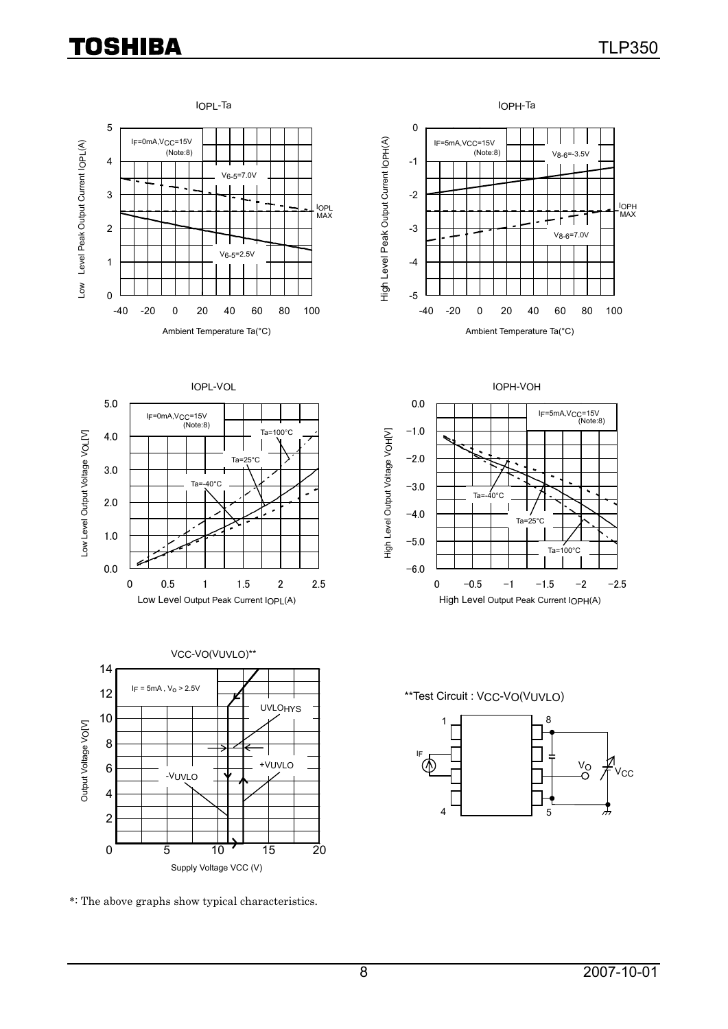$I_{OPL}$-Ta

$I_F$=0mA, $V_{CC}$=15V (Note:8)

$V_{6-5}$=7.0V

$V_{6-5}$=2.5V

$I_{OPL}$ MAX

Low Level Peak Output Current $I_{OPL}$(A)

Ambient Temperature Ta(°C)

$I_{OPH}$-Ta

$I_F$=5mA, $V_{CC}$=15V (Note:8)

$V_{8-6}$=-3.5V

$V_{8-6}$=7.0V

$I_{OPH}$ MAX

High Level Peak Output Current $I_{OPH}$(A)

Ambient Temperature Ta(°C)

$I_{OPL}$-$V_{OL}$

$I_F$=0mA, $V_{CC}$=15V (Note:8)

Ta=100°C

Ta=25°C

Ta=-40°C

Low Level Output Voltage $V_{OL}$[V]

Low Level Output Peak Current $I_{OPL}$(A)

$I_{OPH}$-$V_{OH}$

$I_F$=5mA, $V_{CC}$=15V (Note:8)

Ta=-40°C

Ta=25°C

Ta=100°C

High Level Output Voltage $V_{OH}$[V]

High Level Output Peak Current $I_{OPH}$(A)

$V_{CC}$-$V_O$($V_{UVLO}$)**

$I_F$ = 5mA , $V_O$ > 2.5V

$UVLO_{HYS}$

+VUVLO

-$V_{UVLO}$

Output Voltage $V_O$[V]

Supply Voltage VCC (V)

**Test Circuit : $V_{CC}$-$V_O$($V_{UVLO}$)

*: The above graphs show typical characteristics.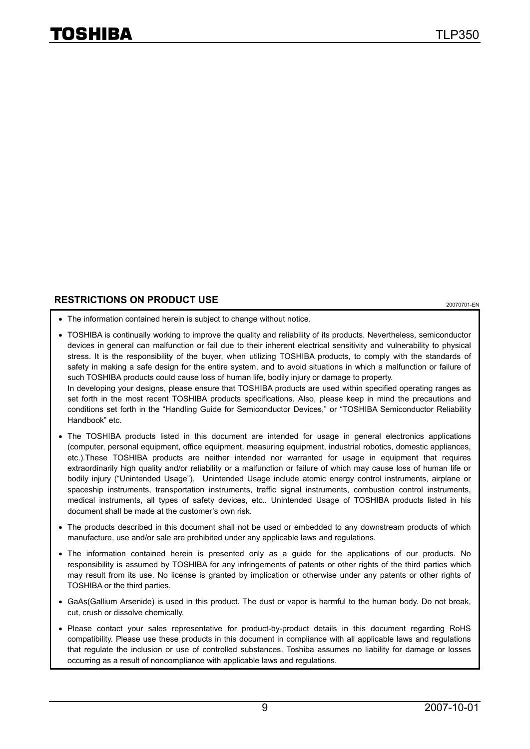## RESTRICTIONS ON PRODUCT USE

20070701-EN

- The information contained herein is subject to change without notice.
- TOSHIBA is continually working to improve the quality and reliability of its products. Nevertheless, semiconductor devices in general can malfunction or fail due to their inherent electrical sensitivity and vulnerability to physical stress. It is the responsibility of the buyer, when utilizing TOSHIBA products, to comply with the standards of safety in making a safe design for the entire system, and to avoid situations in which a malfunction or failure of such TOSHIBA products could cause loss of human life, bodily injury or damage to property.
  In developing your designs, please ensure that TOSHIBA products are used within specified operating ranges as set forth in the most recent TOSHIBA products specifications. Also, please keep in mind the precautions and conditions set forth in the "Handling Guide for Semiconductor Devices," or "TOSHIBA Semiconductor Reliability Handbook" etc.
- The TOSHIBA products listed in this document are intended for usage in general electronics applications (computer, personal equipment, office equipment, measuring equipment, industrial robotics, domestic appliances, etc.).These TOSHIBA products are neither intended nor warranted for usage in equipment that requires extraordinarily high quality and/or reliability or a malfunction or failure of which may cause loss of human life or bodily injury ("Unintended Usage"). Unintended Usage include atomic energy control instruments, airplane or spaceship instruments, transportation instruments, traffic signal instruments, combustion control instruments, medical instruments, all types of safety devices, etc.. Unintended Usage of TOSHIBA products listed in his document shall be made at the customer's own risk.
- The products described in this document shall not be used or embedded to any downstream products of which manufacture, use and/or sale are prohibited under any applicable laws and regulations.
- The information contained herein is presented only as a guide for the applications of our products. No responsibility is assumed by TOSHIBA for any infringements of patents or other rights of the third parties which may result from its use. No license is granted by implication or otherwise under any patents or other rights of TOSHIBA or the third parties.
- GaAs(Gallium Arsenide) is used in this product. The dust or vapor is harmful to the human body. Do not break, cut, crush or dissolve chemically.
- Please contact your sales representative for product-by-product details in this document regarding RoHS compatibility. Please use these products in this document in compliance with all applicable laws and regulations that regulate the inclusion or use of controlled substances. Toshiba assumes no liability for damage or losses occurring as a result of noncompliance with applicable laws and regulations.